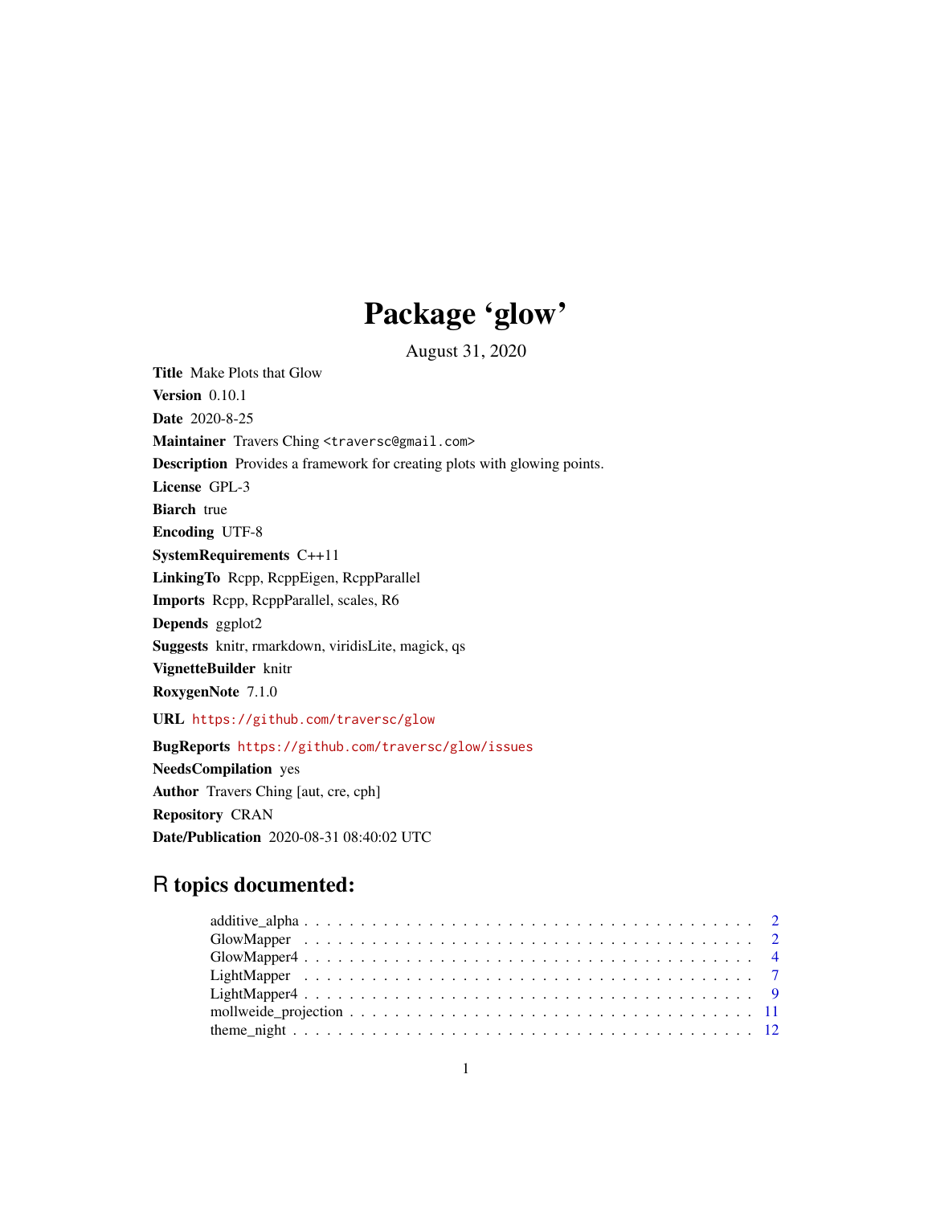# Package 'glow'

August 31, 2020

**Title** Make Plots that Glow

**Version** 0.10.1

**Date** 2020-8-25

**Maintainer** Travers Ching <traversc@gmail.com>

**Description** Provides a framework for creating plots with glowing points.

**License** GPL-3

**Biarch** true

**Encoding** UTF-8

**SystemRequirements** C++11

**LinkingTo** Rcpp, RcppEigen, RcppParallel

**Imports** Rcpp, RcppParallel, scales, R6

**Depends** ggplot2

**Suggests** knitr, rmarkdown, viridisLite, magick, qs

**VignetteBuilder** knitr

**RoxygenNote** 7.1.0

**URL** https://github.com/traversc/glow

**BugReports** https://github.com/traversc/glow/issues

**NeedsCompilation** yes

**Author** Travers Ching [aut, cre, cph]

**Repository** CRAN

**Date/Publication** 2020-08-31 08:40:02 UTC

## R topics documented:

- additive_alpha . . . . . . . . . . . . . . . . . . . . . . . . . . . . . . . . . . . . . . . . 2
- GlowMapper . . . . . . . . . . . . . . . . . . . . . . . . . . . . . . . . . . . . . . . . 2
- GlowMapper4 . . . . . . . . . . . . . . . . . . . . . . . . . . . . . . . . . . . . . . . . 4
- LightMapper . . . . . . . . . . . . . . . . . . . . . . . . . . . . . . . . . . . . . . . . 7
- LightMapper4 . . . . . . . . . . . . . . . . . . . . . . . . . . . . . . . . . . . . . . . . 9
- mollweide_projection . . . . . . . . . . . . . . . . . . . . . . . . . . . . . . . . . . . . 11
- theme_night . . . . . . . . . . . . . . . . . . . . . . . . . . . . . . . . . . . . . . . . 12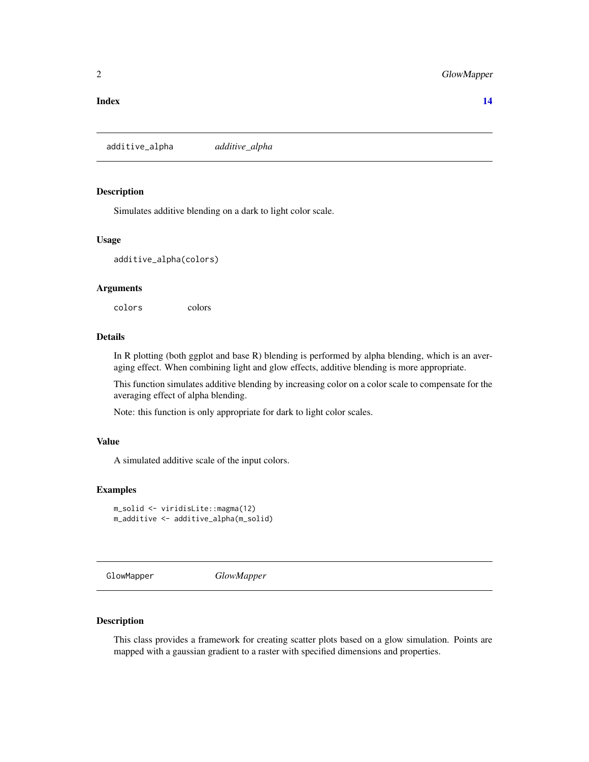**Index** **14**

## additive_alpha *additive_alpha*

### Description

Simulates additive blending on a dark to light color scale.

### Usage

```
additive_alpha(colors)
```

### Arguments

| | |
|---|---|
| colors | colors |

### Details

In R plotting (both ggplot and base R) blending is performed by alpha blending, which is an averaging effect. When combining light and glow effects, additive blending is more appropriate.

This function simulates additive blending by increasing color on a color scale to compensate for the averaging effect of alpha blending.

Note: this function is only appropriate for dark to light color scales.

### Value

A simulated additive scale of the input colors.

### Examples

```
m_solid <- viridisLite::magma(12)
m_additive <- additive_alpha(m_solid)
```

## GlowMapper *GlowMapper*

### Description

This class provides a framework for creating scatter plots based on a glow simulation. Points are mapped with a gaussian gradient to a raster with specified dimensions and properties.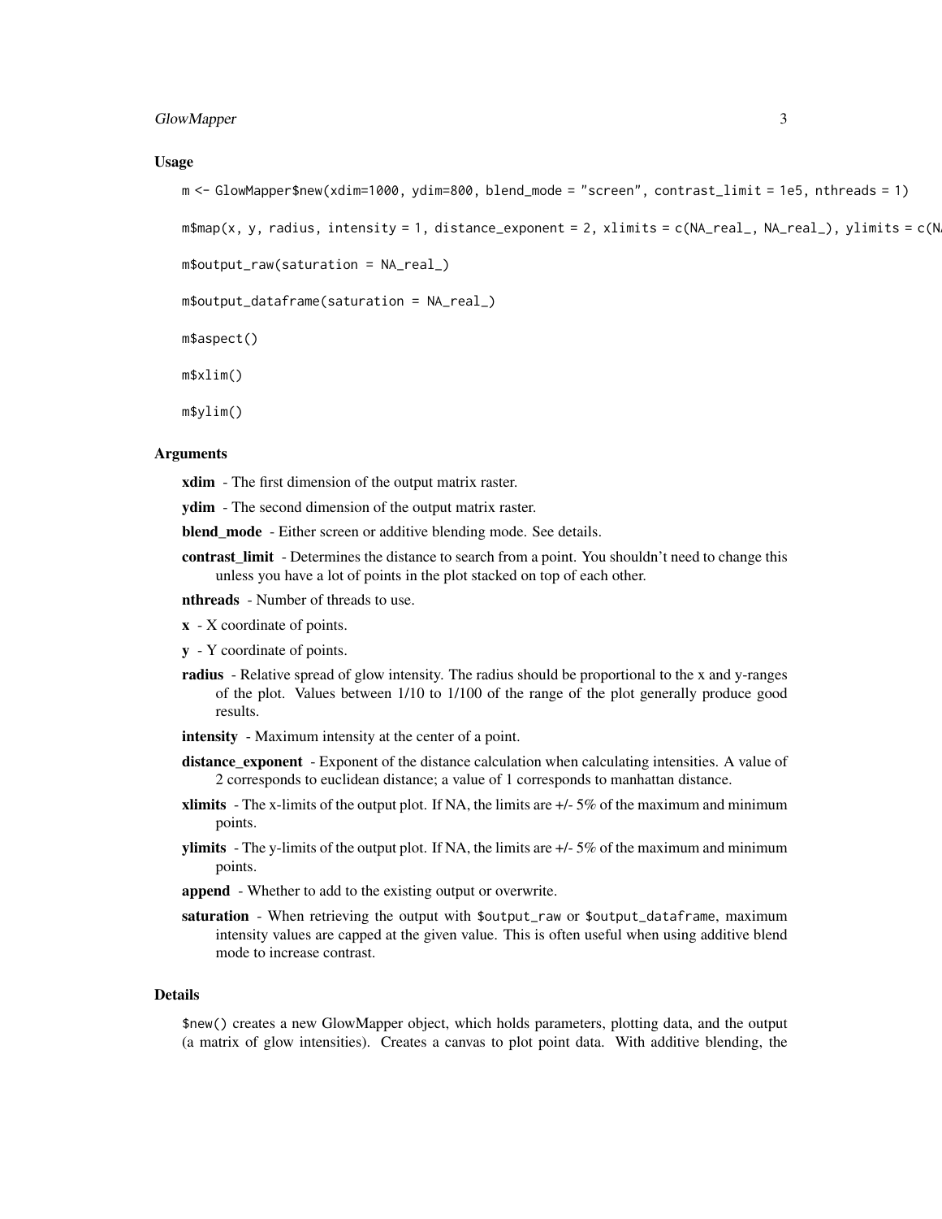## Usage

```
m <- GlowMapper$new(xdim=1000, ydim=800, blend_mode = "screen", contrast_limit = 1e5, nthreads = 1)

m$map(x, y, radius, intensity = 1, distance_exponent = 2, xlimits = c(NA_real_, NA_real_), ylimits = c(N

m$output_raw(saturation = NA_real_)

m$output_dataframe(saturation = NA_real_)

m$aspect()

m$xlim()

m$ylim()
```

## Arguments

**xdim** - The first dimension of the output matrix raster.

**ydim** - The second dimension of the output matrix raster.

**blend_mode** - Either screen or additive blending mode. See details.

**contrast_limit** - Determines the distance to search from a point. You shouldn't need to change this unless you have a lot of points in the plot stacked on top of each other.

**nthreads** - Number of threads to use.

**x** - X coordinate of points.

**y** - Y coordinate of points.

**radius** - Relative spread of glow intensity. The radius should be proportional to the x and y-ranges of the plot. Values between 1/10 to 1/100 of the range of the plot generally produce good results.

**intensity** - Maximum intensity at the center of a point.

**distance_exponent** - Exponent of the distance calculation when calculating intensities. A value of 2 corresponds to euclidean distance; a value of 1 corresponds to manhattan distance.

**xlimits** - The x-limits of the output plot. If NA, the limits are +/- 5% of the maximum and minimum points.

**ylimits** - The y-limits of the output plot. If NA, the limits are +/- 5% of the maximum and minimum points.

**append** - Whether to add to the existing output or overwrite.

**saturation** - When retrieving the output with `$output_raw` or `$output_dataframe`, maximum intensity values are capped at the given value. This is often useful when using additive blend mode to increase contrast.

## Details

`$new()` creates a new GlowMapper object, which holds parameters, plotting data, and the output (a matrix of glow intensities). Creates a canvas to plot point data. With additive blending, the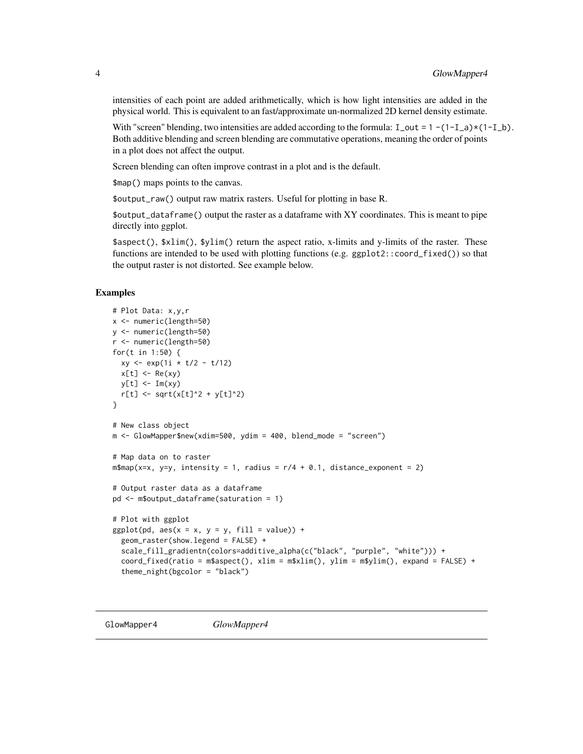intensities of each point are added arithmetically, which is how light intensities are added in the physical world. This is equivalent to an fast/approximate un-normalized 2D kernel density estimate.

With "screen" blending, two intensities are added according to the formula: `I_out = 1 -(1-I_a)*(1-I_b)`. Both additive blending and screen blending are commutative operations, meaning the order of points in a plot does not affect the output.

Screen blending can often improve contrast in a plot and is the default.

`$map()` maps points to the canvas.

`$output_raw()` output raw matrix rasters. Useful for plotting in base R.

`$output_dataframe()` output the raster as a dataframe with XY coordinates. This is meant to pipe directly into ggplot.

`$aspect()`, `$xlim()`, `$ylim()` return the aspect ratio, x-limits and y-limits of the raster. These functions are intended to be used with plotting functions (e.g. `ggplot2::coord_fixed()`) so that the output raster is not distorted. See example below.

## Examples

```
# Plot Data: x,y,r
x <- numeric(length=50)
y <- numeric(length=50)
r <- numeric(length=50)
for(t in 1:50) {
  xy <- exp(1i * t/2 - t/12)
  x[t] <- Re(xy)
  y[t] <- Im(xy)
  r[t] <- sqrt(x[t]^2 + y[t]^2)
}

# New class object
m <- GlowMapper$new(xdim=500, ydim = 400, blend_mode = "screen")

# Map data on to raster
m$map(x=x, y=y, intensity = 1, radius = r/4 + 0.1, distance_exponent = 2)

# Output raster data as a dataframe
pd <- m$output_dataframe(saturation = 1)

# Plot with ggplot
ggplot(pd, aes(x = x, y = y, fill = value)) +
  geom_raster(show.legend = FALSE) +
  scale_fill_gradientn(colors=additive_alpha(c("black", "purple", "white"))) +
  coord_fixed(ratio = m$aspect(), xlim = m$xlim(), ylim = m$ylim(), expand = FALSE) +
  theme_night(bgcolor = "black")
```

# GlowMapper4 *GlowMapper4*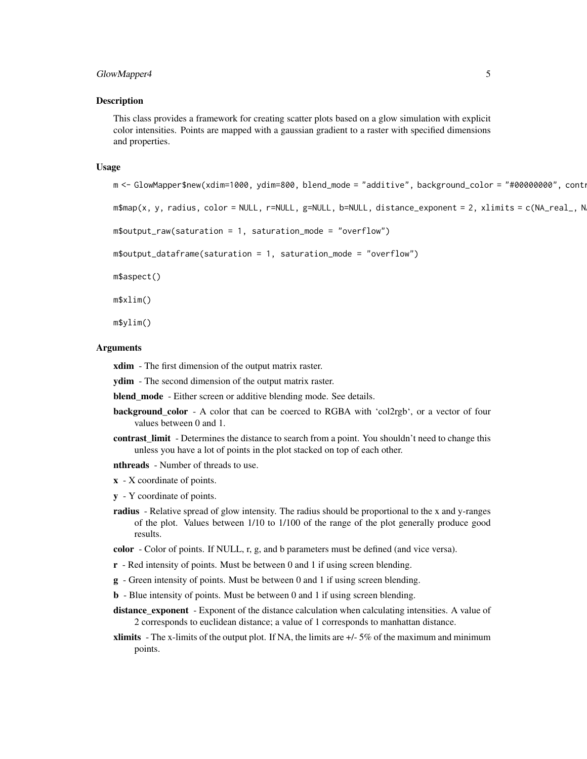## Description

This class provides a framework for creating scatter plots based on a glow simulation with explicit color intensities. Points are mapped with a gaussian gradient to a raster with specified dimensions and properties.

## Usage

```
m <- GlowMapper$new(xdim=1000, ydim=800, blend_mode = "additive", background_color = "#00000000", contr

m$map(x, y, radius, color = NULL, r=NULL, g=NULL, b=NULL, distance_exponent = 2, xlimits = c(NA_real_, N

m$output_raw(saturation = 1, saturation_mode = "overflow")

m$output_dataframe(saturation = 1, saturation_mode = "overflow")

m$aspect()

m$xlim()

m$ylim()
```

## Arguments

**xdim** - The first dimension of the output matrix raster.

**ydim** - The second dimension of the output matrix raster.

**blend_mode** - Either screen or additive blending mode. See details.

**background_color** - A color that can be coerced to RGBA with 'col2rgb', or a vector of four values between 0 and 1.

**contrast_limit** - Determines the distance to search from a point. You shouldn't need to change this unless you have a lot of points in the plot stacked on top of each other.

**nthreads** - Number of threads to use.

**x** - X coordinate of points.

**y** - Y coordinate of points.

**radius** - Relative spread of glow intensity. The radius should be proportional to the x and y-ranges of the plot. Values between 1/10 to 1/100 of the range of the plot generally produce good results.

**color** - Color of points. If NULL, r, g, and b parameters must be defined (and vice versa).

**r** - Red intensity of points. Must be between 0 and 1 if using screen blending.

**g** - Green intensity of points. Must be between 0 and 1 if using screen blending.

**b** - Blue intensity of points. Must be between 0 and 1 if using screen blending.

**distance_exponent** - Exponent of the distance calculation when calculating intensities. A value of 2 corresponds to euclidean distance; a value of 1 corresponds to manhattan distance.

**xlimits** - The x-limits of the output plot. If NA, the limits are +/- 5% of the maximum and minimum points.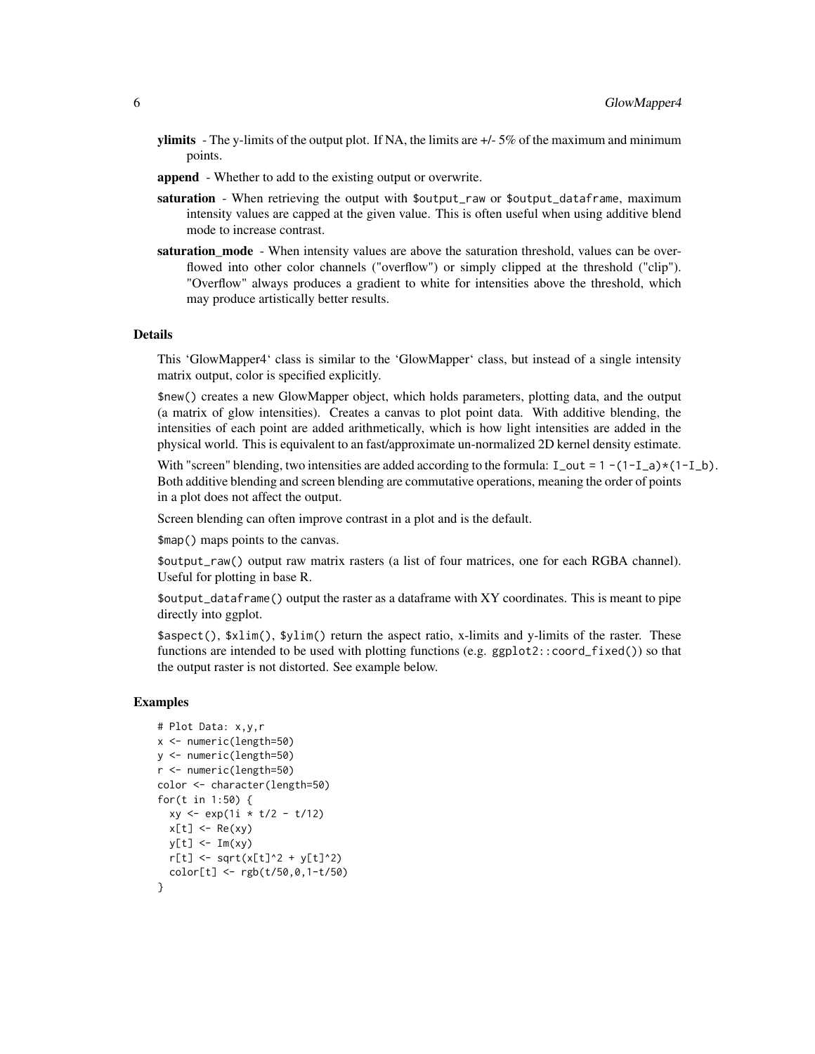**ylimits** - The y-limits of the output plot. If NA, the limits are +/- 5% of the maximum and minimum points.

**append** - Whether to add to the existing output or overwrite.

**saturation** - When retrieving the output with `$output_raw` or `$output_dataframe`, maximum intensity values are capped at the given value. This is often useful when using additive blend mode to increase contrast.

**saturation_mode** - When intensity values are above the saturation threshold, values can be overflowed into other color channels ("overflow") or simply clipped at the threshold ("clip"). "Overflow" always produces a gradient to white for intensities above the threshold, which may produce artistically better results.

### Details

This 'GlowMapper4' class is similar to the 'GlowMapper' class, but instead of a single intensity matrix output, color is specified explicitly.

`$new()` creates a new GlowMapper object, which holds parameters, plotting data, and the output (a matrix of glow intensities). Creates a canvas to plot point data. With additive blending, the intensities of each point are added arithmetically, which is how light intensities are added in the physical world. This is equivalent to an fast/approximate un-normalized 2D kernel density estimate.

With "screen" blending, two intensities are added according to the formula: `I_out = 1 -(1-I_a)*(1-I_b)`. Both additive blending and screen blending are commutative operations, meaning the order of points in a plot does not affect the output.

Screen blending can often improve contrast in a plot and is the default.

`$map()` maps points to the canvas.

`$output_raw()` output raw matrix rasters (a list of four matrices, one for each RGBA channel). Useful for plotting in base R.

`$output_dataframe()` output the raster as a dataframe with XY coordinates. This is meant to pipe directly into ggplot.

`$aspect()`, `$xlim()`, `$ylim()` return the aspect ratio, x-limits and y-limits of the raster. These functions are intended to be used with plotting functions (e.g. `ggplot2::coord_fixed()`) so that the output raster is not distorted. See example below.

### Examples

```
# Plot Data: x,y,r
x <- numeric(length=50)
y <- numeric(length=50)
r <- numeric(length=50)
color <- character(length=50)
for(t in 1:50) {
  xy <- exp(1i * t/2 - t/12)
  x[t] <- Re(xy)
  y[t] <- Im(xy)
  r[t] <- sqrt(x[t]^2 + y[t]^2)
  color[t] <- rgb(t/50,0,1-t/50)
}
```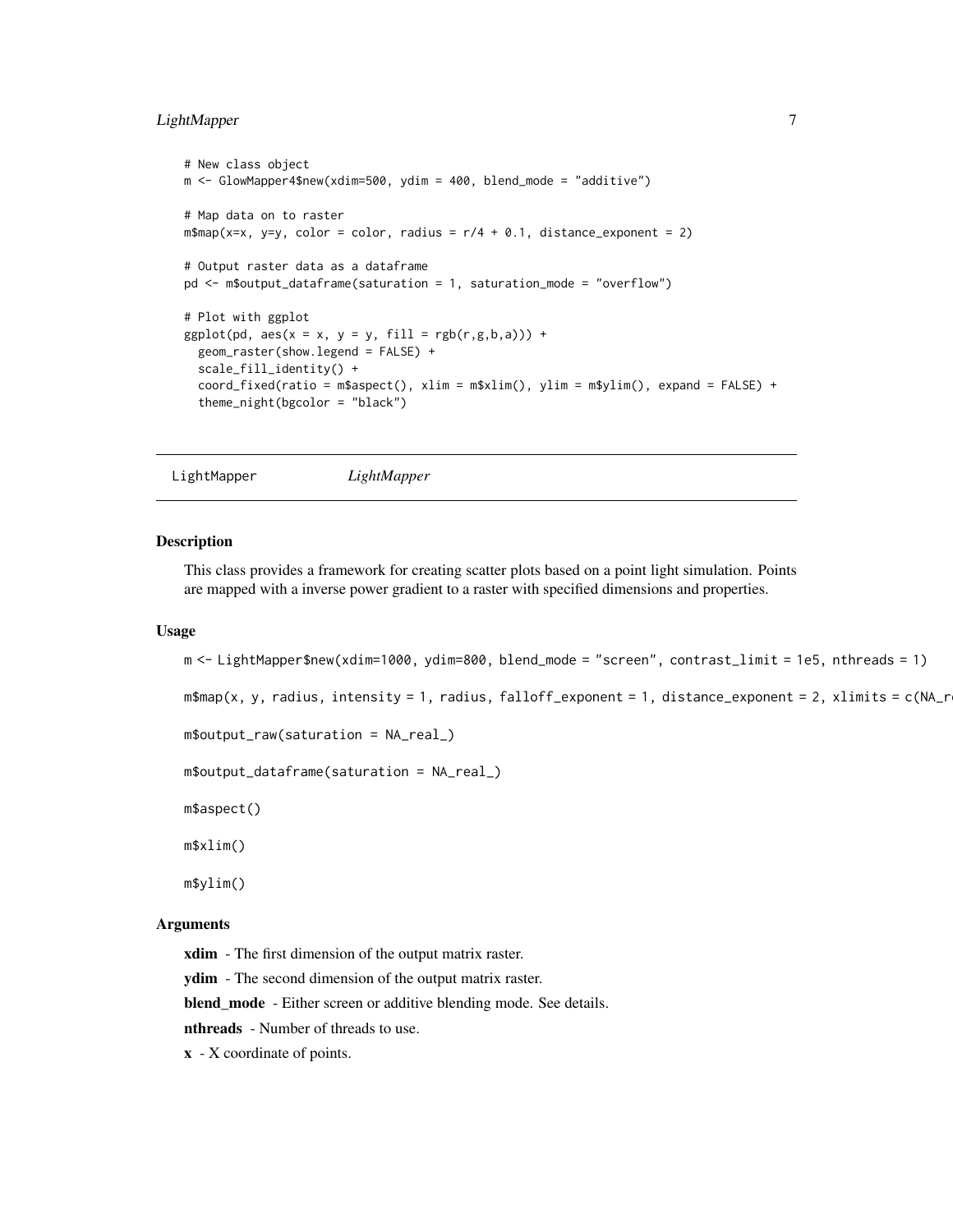```
# New class object
m <- GlowMapper4$new(xdim=500, ydim = 400, blend_mode = "additive")

# Map data on to raster
m$map(x=x, y=y, color = color, radius = r/4 + 0.1, distance_exponent = 2)

# Output raster data as a dataframe
pd <- m$output_dataframe(saturation = 1, saturation_mode = "overflow")

# Plot with ggplot
ggplot(pd, aes(x = x, y = y, fill = rgb(r,g,b,a))) +
  geom_raster(show.legend = FALSE) +
  scale_fill_identity() +
  coord_fixed(ratio = m$aspect(), xlim = m$xlim(), ylim = m$ylim(), expand = FALSE) +
  theme_night(bgcolor = "black")
```

---

## LightMapper *LightMapper*

---

### Description

This class provides a framework for creating scatter plots based on a point light simulation. Points are mapped with a inverse power gradient to a raster with specified dimensions and properties.

### Usage

```
m <- LightMapper$new(xdim=1000, ydim=800, blend_mode = "screen", contrast_limit = 1e5, nthreads = 1)

m$map(x, y, radius, intensity = 1, radius, falloff_exponent = 1, distance_exponent = 2, xlimits = c(NA_r

m$output_raw(saturation = NA_real_)

m$output_dataframe(saturation = NA_real_)

m$aspect()

m$xlim()

m$ylim()
```

### Arguments

**xdim** - The first dimension of the output matrix raster.

**ydim** - The second dimension of the output matrix raster.

**blend_mode** - Either screen or additive blending mode. See details.

**nthreads** - Number of threads to use.

**x** - X coordinate of points.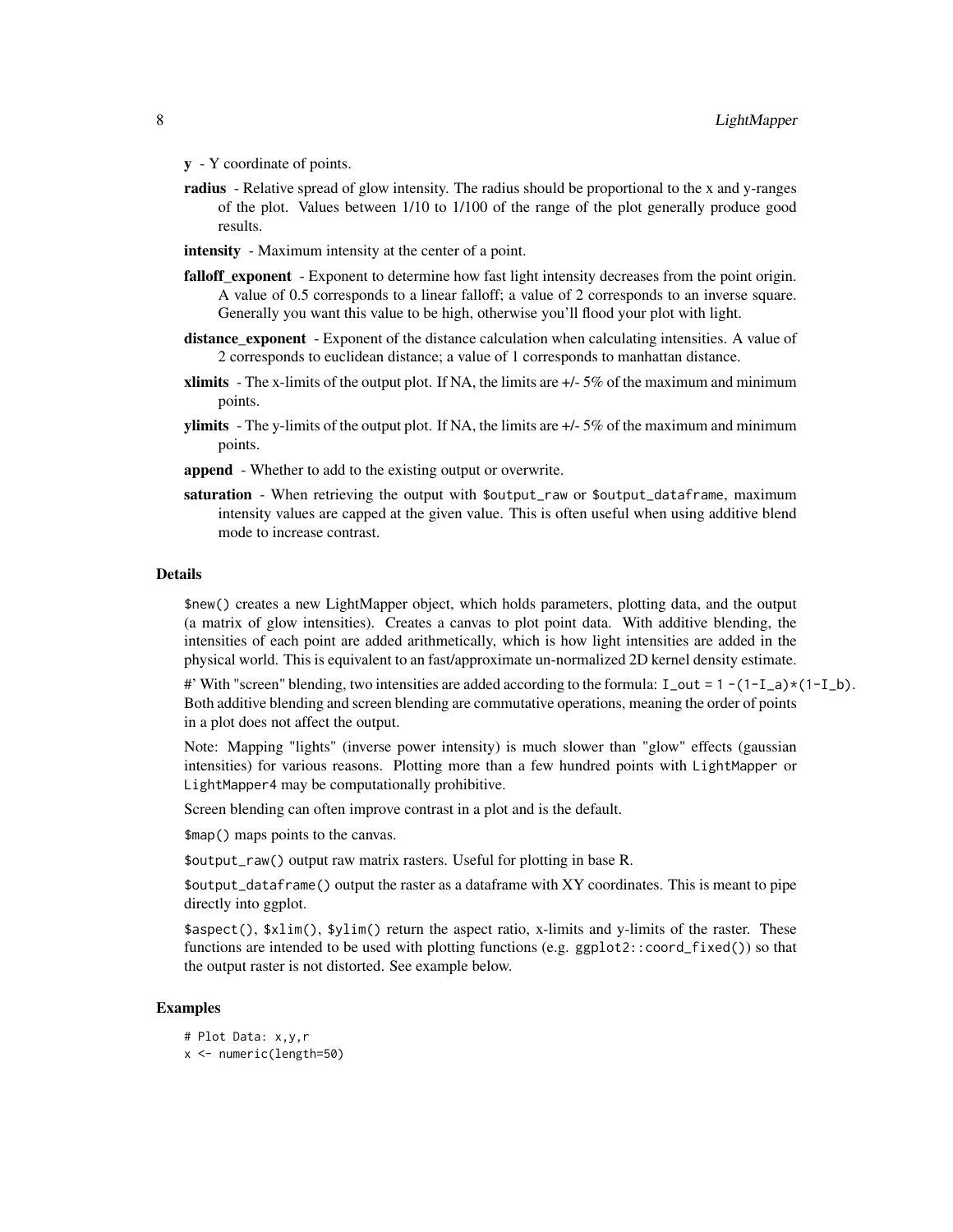**y** - Y coordinate of points.

**radius** - Relative spread of glow intensity. The radius should be proportional to the x and y-ranges of the plot. Values between 1/10 to 1/100 of the range of the plot generally produce good results.

**intensity** - Maximum intensity at the center of a point.

**falloff_exponent** - Exponent to determine how fast light intensity decreases from the point origin. A value of 0.5 corresponds to a linear falloff; a value of 2 corresponds to an inverse square. Generally you want this value to be high, otherwise you'll flood your plot with light.

**distance_exponent** - Exponent of the distance calculation when calculating intensities. A value of 2 corresponds to euclidean distance; a value of 1 corresponds to manhattan distance.

**xlimits** - The x-limits of the output plot. If NA, the limits are +/- 5% of the maximum and minimum points.

**ylimits** - The y-limits of the output plot. If NA, the limits are +/- 5% of the maximum and minimum points.

**append** - Whether to add to the existing output or overwrite.

**saturation** - When retrieving the output with `$output_raw` or `$output_dataframe`, maximum intensity values are capped at the given value. This is often useful when using additive blend mode to increase contrast.

### Details

`$new()` creates a new LightMapper object, which holds parameters, plotting data, and the output (a matrix of glow intensities). Creates a canvas to plot point data. With additive blending, the intensities of each point are added arithmetically, which is how light intensities are added in the physical world. This is equivalent to an fast/approximate un-normalized 2D kernel density estimate.

#' With "screen" blending, two intensities are added according to the formula: `I_out = 1 -(1-I_a)*(1-I_b)`. Both additive blending and screen blending are commutative operations, meaning the order of points in a plot does not affect the output.

Note: Mapping "lights" (inverse power intensity) is much slower than "glow" effects (gaussian intensities) for various reasons. Plotting more than a few hundred points with `LightMapper` or `LightMapper4` may be computationally prohibitive.

Screen blending can often improve contrast in a plot and is the default.

`$map()` maps points to the canvas.

`$output_raw()` output raw matrix rasters. Useful for plotting in base R.

`$output_dataframe()` output the raster as a dataframe with XY coordinates. This is meant to pipe directly into ggplot.

`$aspect()`, `$xlim()`, `$ylim()` return the aspect ratio, x-limits and y-limits of the raster. These functions are intended to be used with plotting functions (e.g. `ggplot2::coord_fixed()`) so that the output raster is not distorted. See example below.

### Examples

```
# Plot Data: x,y,r
x <- numeric(length=50)
```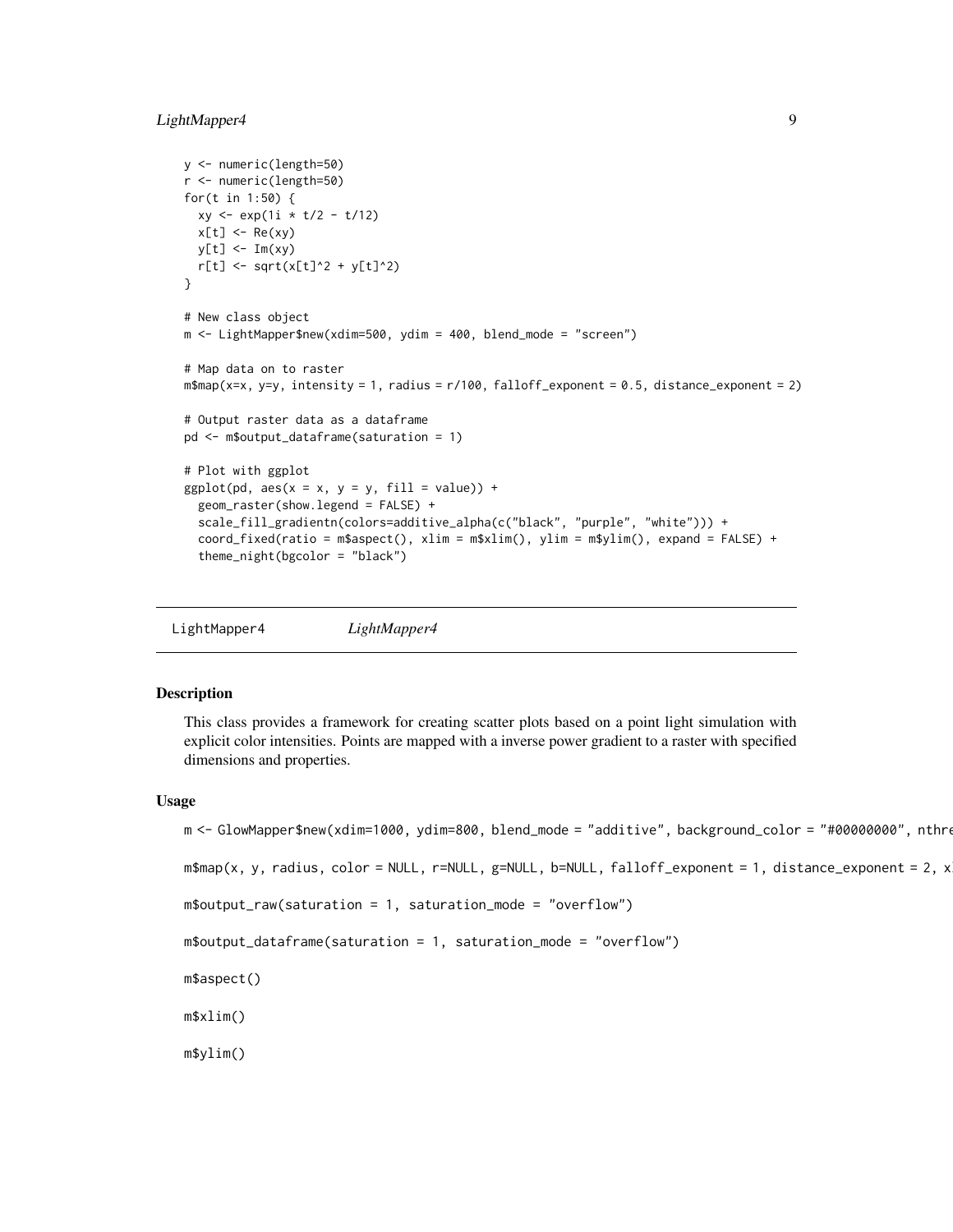```
y <- numeric(length=50)
r <- numeric(length=50)
for(t in 1:50) {
  xy <- exp(1i * t/2 - t/12)
  x[t] <- Re(xy)
  y[t] <- Im(xy)
  r[t] <- sqrt(x[t]^2 + y[t]^2)
}

# New class object
m <- LightMapper$new(xdim=500, ydim = 400, blend_mode = "screen")

# Map data on to raster
m$map(x=x, y=y, intensity = 1, radius = r/100, falloff_exponent = 0.5, distance_exponent = 2)

# Output raster data as a dataframe
pd <- m$output_dataframe(saturation = 1)

# Plot with ggplot
ggplot(pd, aes(x = x, y = y, fill = value)) +
  geom_raster(show.legend = FALSE) +
  scale_fill_gradientn(colors=additive_alpha(c("black", "purple", "white"))) +
  coord_fixed(ratio = m$aspect(), xlim = m$xlim(), ylim = m$ylim(), expand = FALSE) +
  theme_night(bgcolor = "black")
```

## LightMapper4 *LightMapper4*

### Description

This class provides a framework for creating scatter plots based on a point light simulation with explicit color intensities. Points are mapped with a inverse power gradient to a raster with specified dimensions and properties.

### Usage

```
m <- GlowMapper$new(xdim=1000, ydim=800, blend_mode = "additive", background_color = "#00000000", nthre

m$map(x, y, radius, color = NULL, r=NULL, g=NULL, b=NULL, falloff_exponent = 1, distance_exponent = 2, x

m$output_raw(saturation = 1, saturation_mode = "overflow")

m$output_dataframe(saturation = 1, saturation_mode = "overflow")

m$aspect()

m$xlim()

m$ylim()
```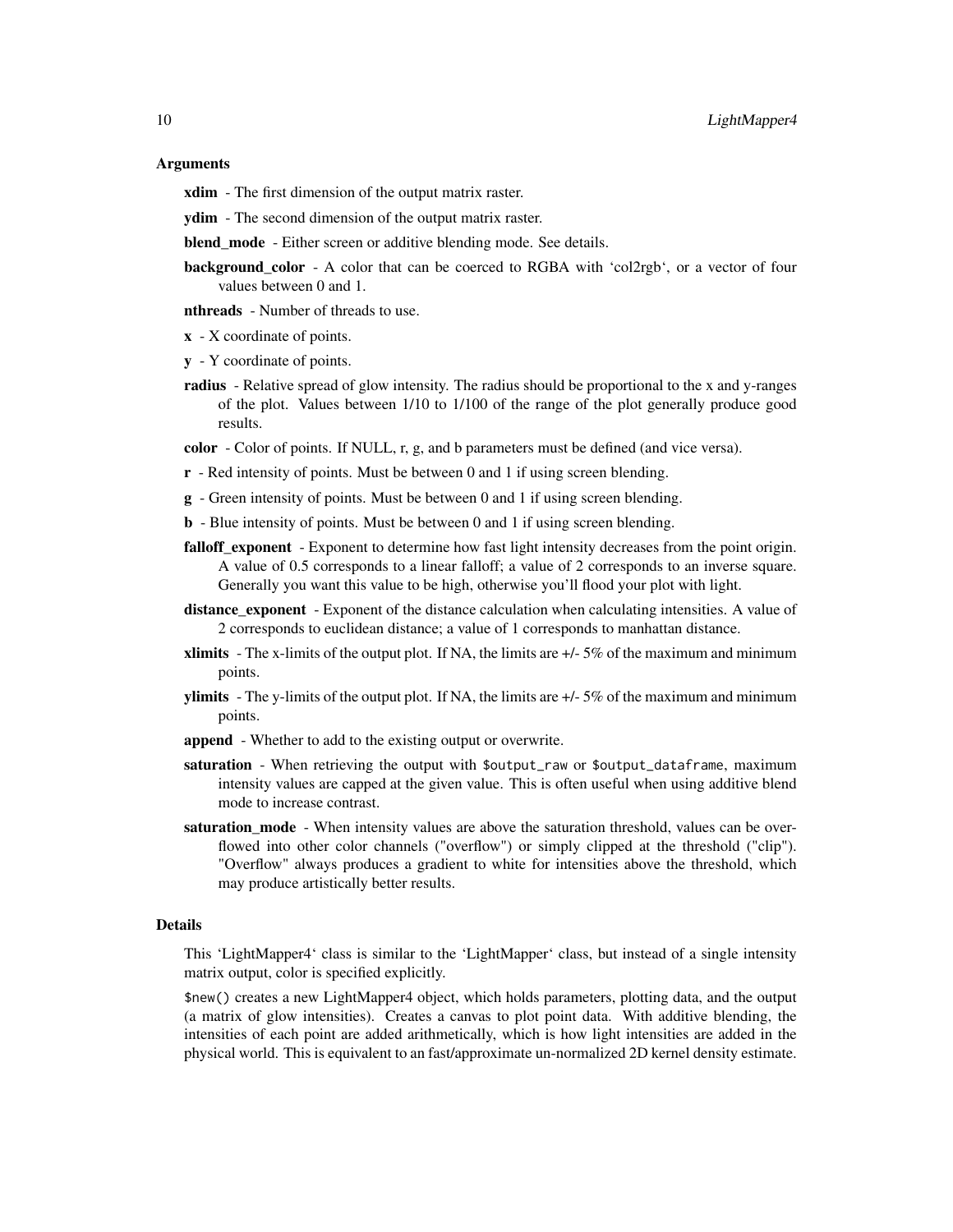### Arguments

**xdim** - The first dimension of the output matrix raster.

**ydim** - The second dimension of the output matrix raster.

**blend_mode** - Either screen or additive blending mode. See details.

**background_color** - A color that can be coerced to RGBA with 'col2rgb', or a vector of four values between 0 and 1.

**nthreads** - Number of threads to use.

**x** - X coordinate of points.

**y** - Y coordinate of points.

**radius** - Relative spread of glow intensity. The radius should be proportional to the x and y-ranges of the plot. Values between 1/10 to 1/100 of the range of the plot generally produce good results.

**color** - Color of points. If NULL, r, g, and b parameters must be defined (and vice versa).

**r** - Red intensity of points. Must be between 0 and 1 if using screen blending.

**g** - Green intensity of points. Must be between 0 and 1 if using screen blending.

**b** - Blue intensity of points. Must be between 0 and 1 if using screen blending.

**falloff_exponent** - Exponent to determine how fast light intensity decreases from the point origin. A value of 0.5 corresponds to a linear falloff; a value of 2 corresponds to an inverse square. Generally you want this value to be high, otherwise you'll flood your plot with light.

**distance_exponent** - Exponent of the distance calculation when calculating intensities. A value of 2 corresponds to euclidean distance; a value of 1 corresponds to manhattan distance.

**xlimits** - The x-limits of the output plot. If NA, the limits are +/- 5% of the maximum and minimum points.

**ylimits** - The y-limits of the output plot. If NA, the limits are +/- 5% of the maximum and minimum points.

**append** - Whether to add to the existing output or overwrite.

**saturation** - When retrieving the output with `$output_raw` or `$output_dataframe`, maximum intensity values are capped at the given value. This is often useful when using additive blend mode to increase contrast.

**saturation_mode** - When intensity values are above the saturation threshold, values can be overflowed into other color channels ("overflow") or simply clipped at the threshold ("clip"). "Overflow" always produces a gradient to white for intensities above the threshold, which may produce artistically better results.

### Details

This 'LightMapper4' class is similar to the 'LightMapper' class, but instead of a single intensity matrix output, color is specified explicitly.

`$new()` creates a new LightMapper4 object, which holds parameters, plotting data, and the output (a matrix of glow intensities). Creates a canvas to plot point data. With additive blending, the intensities of each point are added arithmetically, which is how light intensities are added in the physical world. This is equivalent to an fast/approximate un-normalized 2D kernel density estimate.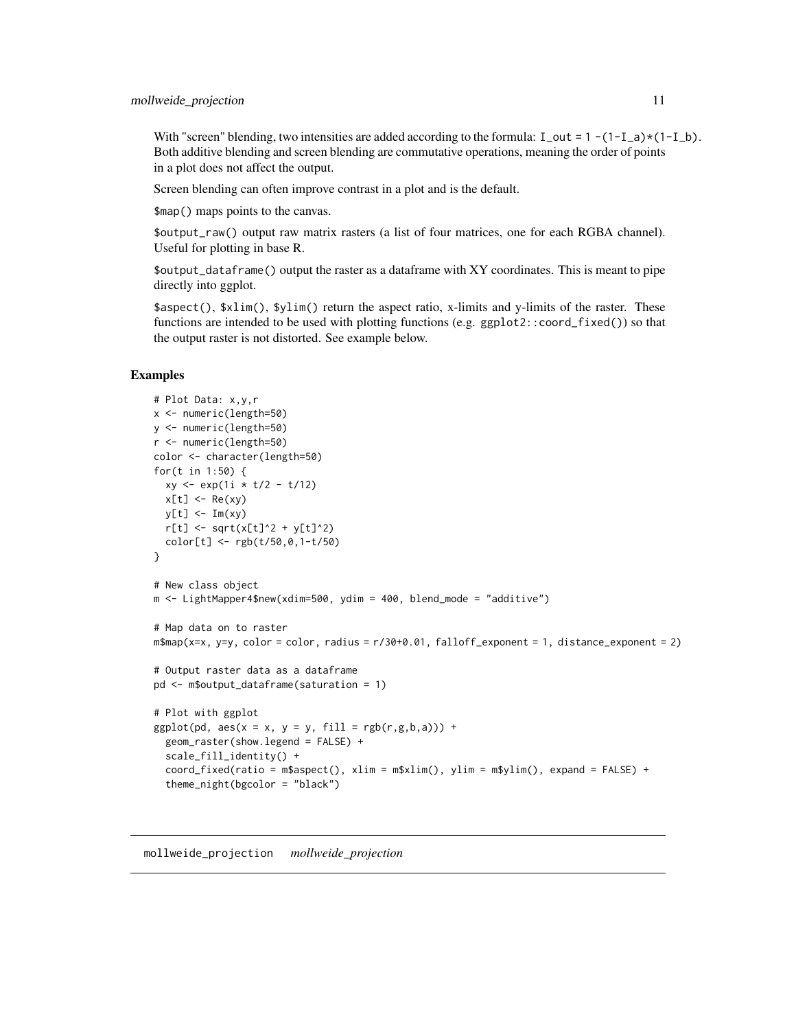With "screen" blending, two intensities are added according to the formula: `I_out = 1 -(1-I_a)*(1-I_b)`. Both additive blending and screen blending are commutative operations, meaning the order of points in a plot does not affect the output.

Screen blending can often improve contrast in a plot and is the default.

`$map()` maps points to the canvas.

`$output_raw()` output raw matrix rasters (a list of four matrices, one for each RGBA channel). Useful for plotting in base R.

`$output_dataframe()` output the raster as a dataframe with XY coordinates. This is meant to pipe directly into ggplot.

`$aspect()`, `$xlim()`, `$ylim()` return the aspect ratio, x-limits and y-limits of the raster. These functions are intended to be used with plotting functions (e.g. `ggplot2::coord_fixed()`) so that the output raster is not distorted. See example below.

### Examples

```
# Plot Data: x,y,r
x <- numeric(length=50)
y <- numeric(length=50)
r <- numeric(length=50)
color <- character(length=50)
for(t in 1:50) {
  xy <- exp(1i * t/2 - t/12)
  x[t] <- Re(xy)
  y[t] <- Im(xy)
  r[t] <- sqrt(x[t]^2 + y[t]^2)
  color[t] <- rgb(t/50,0,1-t/50)
}

# New class object
m <- LightMapper4$new(xdim=500, ydim = 400, blend_mode = "additive")

# Map data on to raster
m$map(x=x, y=y, color = color, radius = r/30+0.01, falloff_exponent = 1, distance_exponent = 2)

# Output raster data as a dataframe
pd <- m$output_dataframe(saturation = 1)

# Plot with ggplot
ggplot(pd, aes(x = x, y = y, fill = rgb(r,g,b,a))) +
  geom_raster(show.legend = FALSE) +
  scale_fill_identity() +
  coord_fixed(ratio = m$aspect(), xlim = m$xlim(), ylim = m$ylim(), expand = FALSE) +
  theme_night(bgcolor = "black")
```

## mollweide_projection    *mollweide_projection*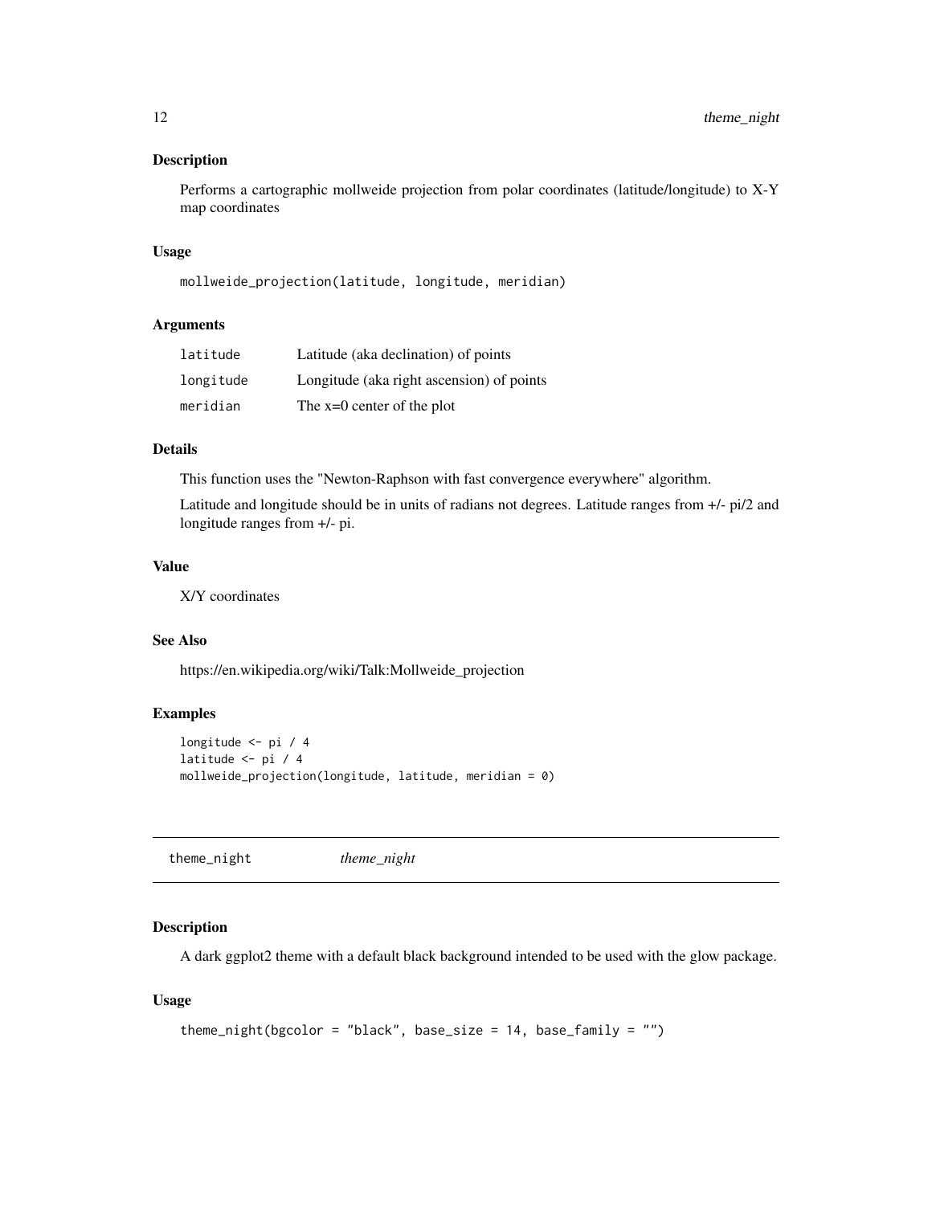## Description

Performs a cartographic mollweide projection from polar coordinates (latitude/longitude) to X-Y map coordinates

## Usage

```
mollweide_projection(latitude, longitude, meridian)
```

## Arguments

| | |
|---|---|
| latitude | Latitude (aka declination) of points |
| longitude | Longitude (aka right ascension) of points |
| meridian | The x=0 center of the plot |

## Details

This function uses the "Newton-Raphson with fast convergence everywhere" algorithm.

Latitude and longitude should be in units of radians not degrees. Latitude ranges from +/- pi/2 and longitude ranges from +/- pi.

## Value

X/Y coordinates

## See Also

https://en.wikipedia.org/wiki/Talk:Mollweide_projection

## Examples

```
longitude <- pi / 4
latitude <- pi / 4
mollweide_projection(longitude, latitude, meridian = 0)
```

---

# theme_night *theme_night*

## Description

A dark ggplot2 theme with a default black background intended to be used with the glow package.

## Usage

```
theme_night(bgcolor = "black", base_size = 14, base_family = "")
```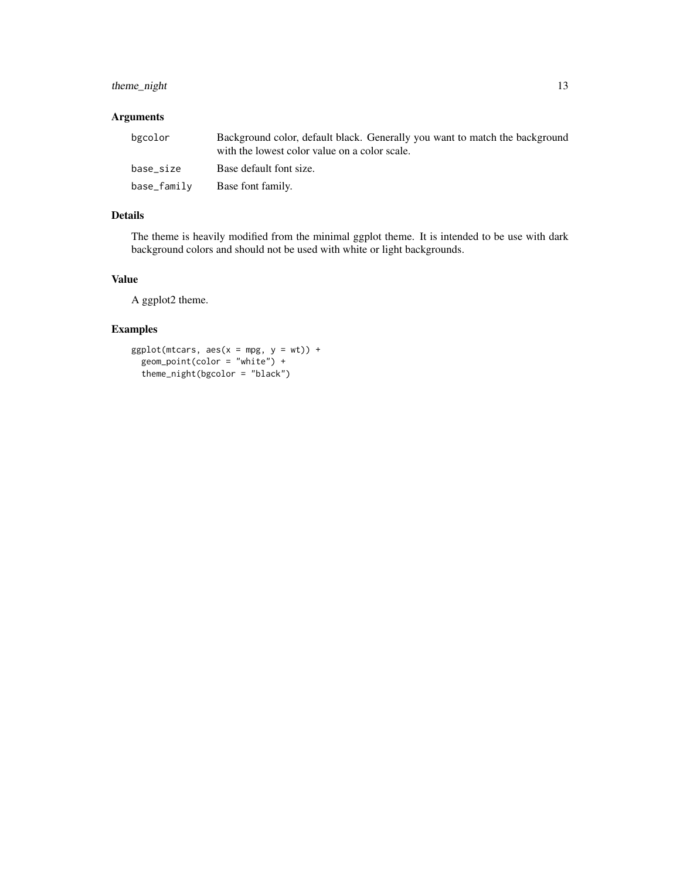## Arguments

| | |
|---|---|
| `bgcolor` | Background color, default black. Generally you want to match the background with the lowest color value on a color scale. |
| `base_size` | Base default font size. |
| `base_family` | Base font family. |

## Details

The theme is heavily modified from the minimal ggplot theme. It is intended to be use with dark background colors and should not be used with white or light backgrounds.

## Value

A ggplot2 theme.

## Examples

```
ggplot(mtcars, aes(x = mpg, y = wt)) +
  geom_point(color = "white") +
  theme_night(bgcolor = "black")
```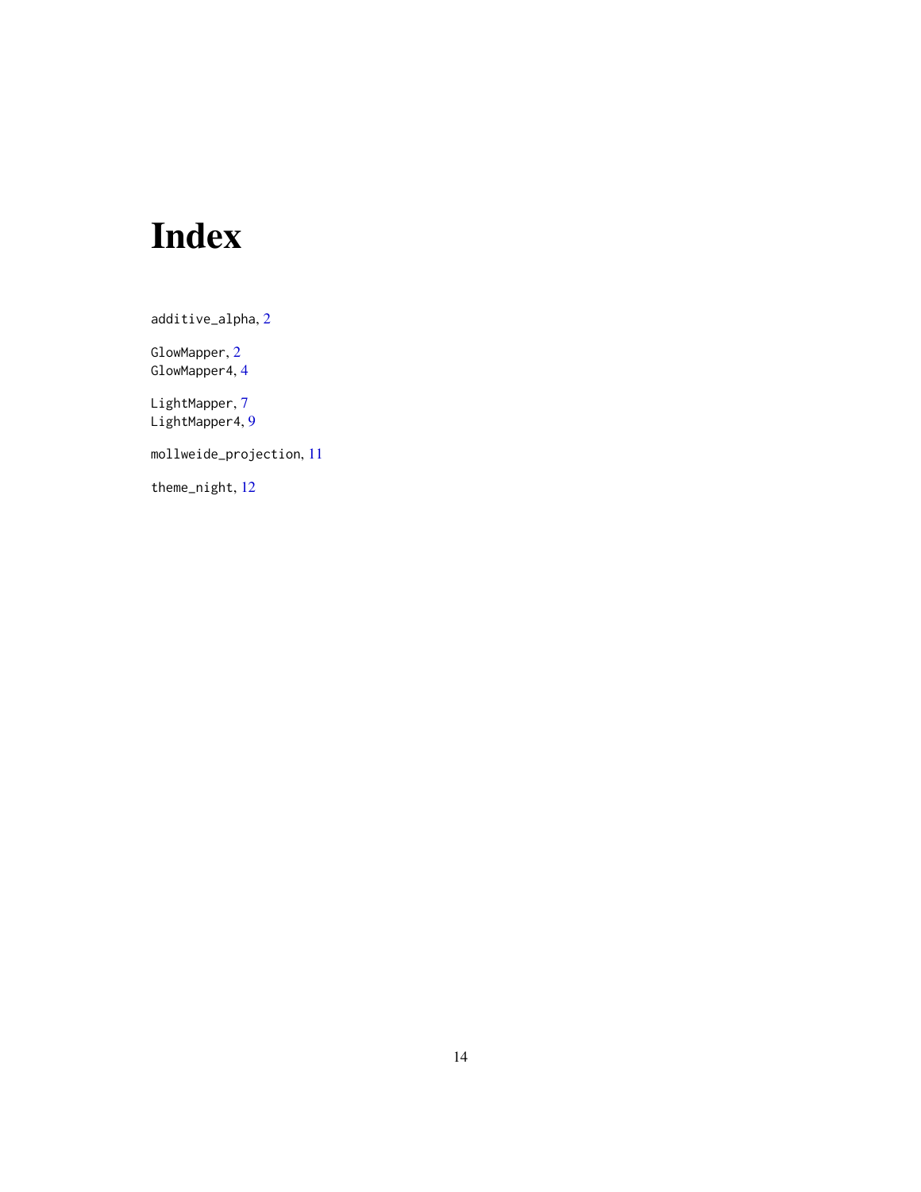# Index

additive_alpha, 2

GlowMapper, 2
GlowMapper4, 4

LightMapper, 7
LightMapper4, 9

mollweide_projection, 11

theme_night, 12